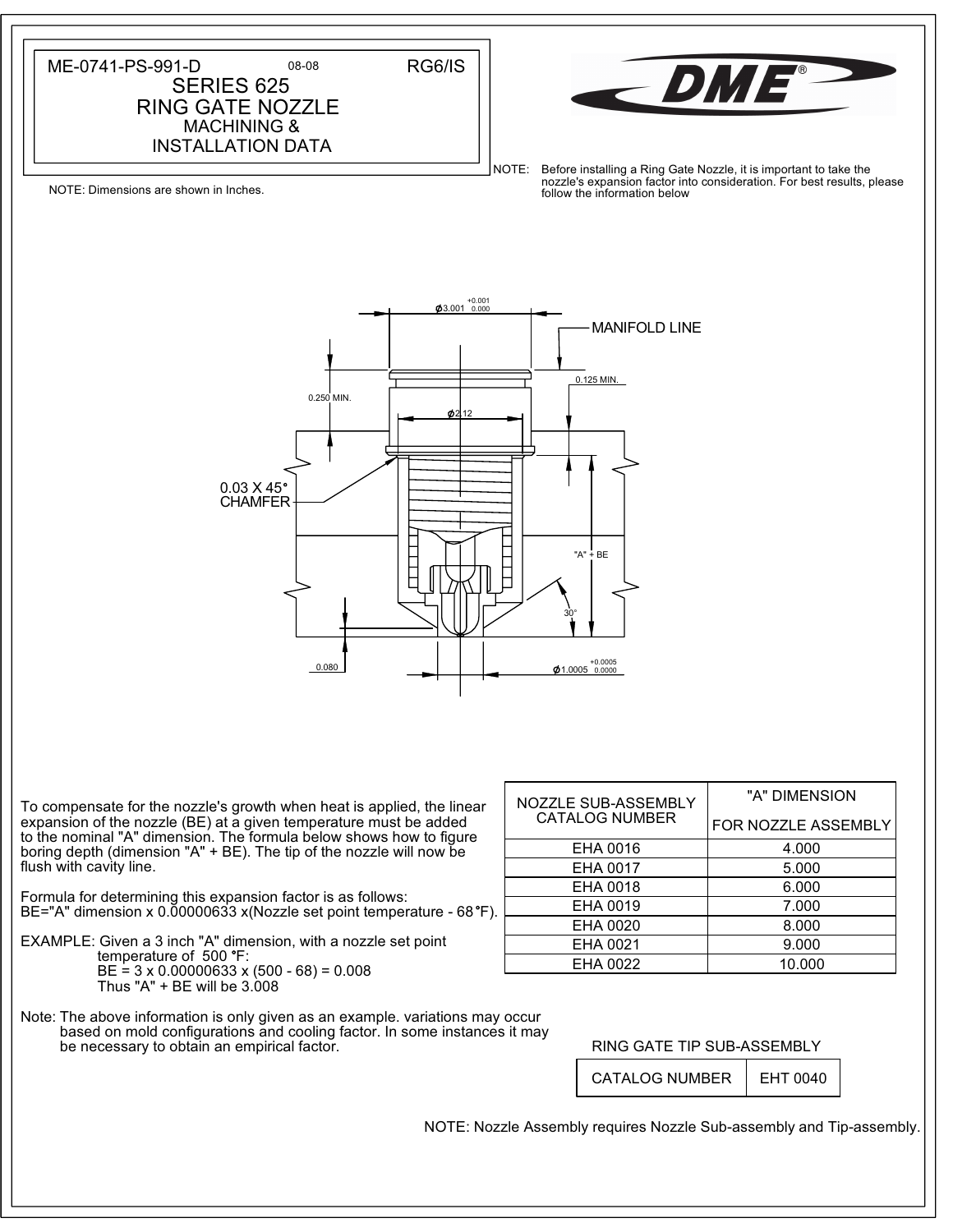ME-0741-PS-991-D 08-08 RG6/IS

# SERIES 625 RING GATE NOZZLE MACHINING & INSTALLATION DATA

DME®

NOTE: Dimensions are shown in Inches.

NOTE: Before installing a Ring Gate Nozzle, it is important to take the nozzle's expansion factor into consideration. For best results, please follow the information below

MANIFOLD LINE

$\phi$3.001 +0.001 / 0.000

0.250 MIN.

0.125 MIN.

$\phi$2.12

0.03 X 45° CHAMFER

"A" + BE

30°

0.080

$\phi$1.0005 +0.0005 / 0.0000

To compensate for the nozzle's growth when heat is applied, the linear expansion of the nozzle (BE) at a given temperature must be added to the nominal "A" dimension. The formula below shows how to figure boring depth (dimension "A" + BE). The tip of the nozzle will now be flush with cavity line.

Formula for determining this expansion factor is as follows:
BE="A" dimension x 0.00000633 x(Nozzle set point temperature - 68°F).

EXAMPLE: Given a 3 inch "A" dimension, with a nozzle set point temperature of 500 °F:
BE = 3 x 0.00000633 x (500 - 68) = 0.008
Thus "A" + BE will be 3.008

Note: The above information is only given as an example. variations may occur based on mold configurations and cooling factor. In some instances it may be necessary to obtain an empirical factor.

| NOZZLE SUB-ASSEMBLY CATALOG NUMBER | "A" DIMENSION FOR NOZZLE ASSEMBLY |
|---|---|
| EHA 0016 | 4.000 |
| EHA 0017 | 5.000 |
| EHA 0018 | 6.000 |
| EHA 0019 | 7.000 |
| EHA 0020 | 8.000 |
| EHA 0021 | 9.000 |
| EHA 0022 | 10.000 |

RING GATE TIP SUB-ASSEMBLY

| CATALOG NUMBER | EHT 0040 |
|---|---|

NOTE: Nozzle Assembly requires Nozzle Sub-assembly and Tip-assembly.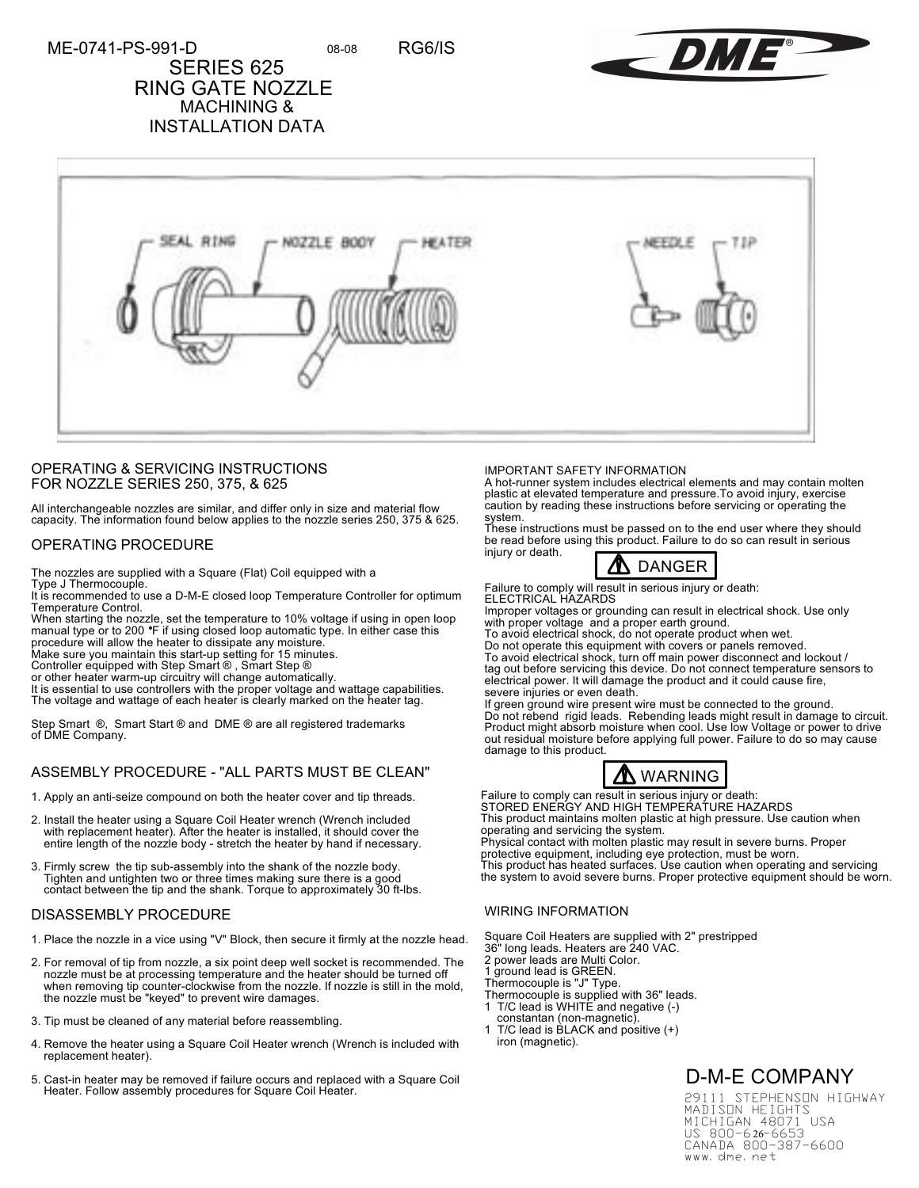ME-0741-PS-991-D 08-08 RG6/IS

# SERIES 625
# RING GATE NOZZLE
## MACHINING & INSTALLATION DATA

SEAL RING
NOZZLE BODY
HEATER
NEEDLE
TIP

## OPERATING & SERVICING INSTRUCTIONS FOR NOZZLE SERIES 250, 375, & 625

All interchangeable nozzles are similar, and differ only in size and material flow capacity. The information found below applies to the nozzle series 250, 375 & 625.

## OPERATING PROCEDURE

The nozzles are supplied with a Square (Flat) Coil equipped with a Type J Thermocouple.
It is recommended to use a D-M-E closed loop Temperature Controller for optimum Temperature Control.
When starting the nozzle, set the temperature to 10% voltage if using in open loop manual type or to 200 °F if using closed loop automatic type. In either case this procedure will allow the heater to dissipate any moisture.
Make sure you maintain this start-up setting for 15 minutes.
Controller equipped with Step Smart ® , Smart Step ® or other heater warm-up circuitry will change automatically.
It is essential to use controllers with the proper voltage and wattage capabilities.
The voltage and wattage of each heater is clearly marked on the heater tag.

Step Smart ®, Smart Start ® and DME ® are all registered trademarks of DME Company.

## ASSEMBLY PROCEDURE - "ALL PARTS MUST BE CLEAN"

1. Apply an anti-seize compound on both the heater cover and tip threads.
2. Install the heater using a Square Coil Heater wrench (Wrench included with replacement heater). After the heater is installed, it should cover the entire length of the nozzle body - stretch the heater by hand if necessary.
3. Firmly screw the tip sub-assembly into the shank of the nozzle body. Tighten and untighten two or three times making sure there is a good contact between the tip and the shank. Torque to approximately 30 ft-lbs.

## DISASSEMBLY PROCEDURE

1. Place the nozzle in a vice using "V" Block, then secure it firmly at the nozzle head.
2. For removal of tip from nozzle, a six point deep well socket is recommended. The nozzle must be at processing temperature and the heater should be turned off when removing tip counter-clockwise from the nozzle. If nozzle is still in the mold, the nozzle must be "keyed" to prevent wire damages.
3. Tip must be cleaned of any material before reassembling.
4. Remove the heater using a Square Coil Heater wrench (Wrench is included with replacement heater).
5. Cast-in heater may be removed if failure occurs and replaced with a Square Coil Heater. Follow assembly procedures for Square Coil Heater.

## IMPORTANT SAFETY INFORMATION

A hot-runner system includes electrical elements and may contain molten plastic at elevated temperature and pressure.To avoid injury, exercise caution by reading these instructions before servicing or operating the system.
These instructions must be passed on to the end user where they should be read before using this product. Failure to do so can result in serious injury or death.

**⚠ DANGER**

Failure to comply will result in serious injury or death:
ELECTRICAL HAZARDS
Improper voltages or grounding can result in electrical shock. Use only with proper voltage and a proper earth ground.
To avoid electrical shock, do not operate product when wet.
Do not operate this equipment with covers or panels removed.
To avoid electrical shock, turn off main power disconnect and lockout / tag out before servicing this device. Do not connect temperature sensors to electrical power. It will damage the product and it could cause fire, severe injuries or even death.
If green ground wire present wire must be connected to the ground.
Do not rebend rigid leads. Rebending leads might result in damage to circuit.
Product might absorb moisture when cool. Use low Voltage or power to drive out residual moisture before applying full power. Failure to do so may cause damage to this product.

**⚠ WARNING**

Failure to comply can result in serious injury or death:
STORED ENERGY AND HIGH TEMPERATURE HAZARDS
This product maintains molten plastic at high pressure. Use caution when operating and servicing the system.
Physical contact with molten plastic may result in severe burns. Proper protective equipment, including eye protection, must be worn.
This product has heated surfaces. Use caution when operating and servicing the system to avoid severe burns. Proper protective equipment should be worn.

## WIRING INFORMATION

Square Coil Heaters are supplied with 2" prestripped 36" long leads. Heaters are 240 VAC.
2 power leads are Multi Color.
1 ground lead is GREEN.
Thermocouple is "J" Type.
Thermocouple is supplied with 36" leads.

1 T/C lead is WHITE and negative (-) constantan (non-magnetic).
1 T/C lead is BLACK and positive (+) iron (magnetic).

D-M-E COMPANY
29111 STEPHENSON HIGHWAY
MADISON HEIGHTS
MICHIGAN 48071 USA
US 800-626-6653
CANADA 800-387-6600
www.dme.net